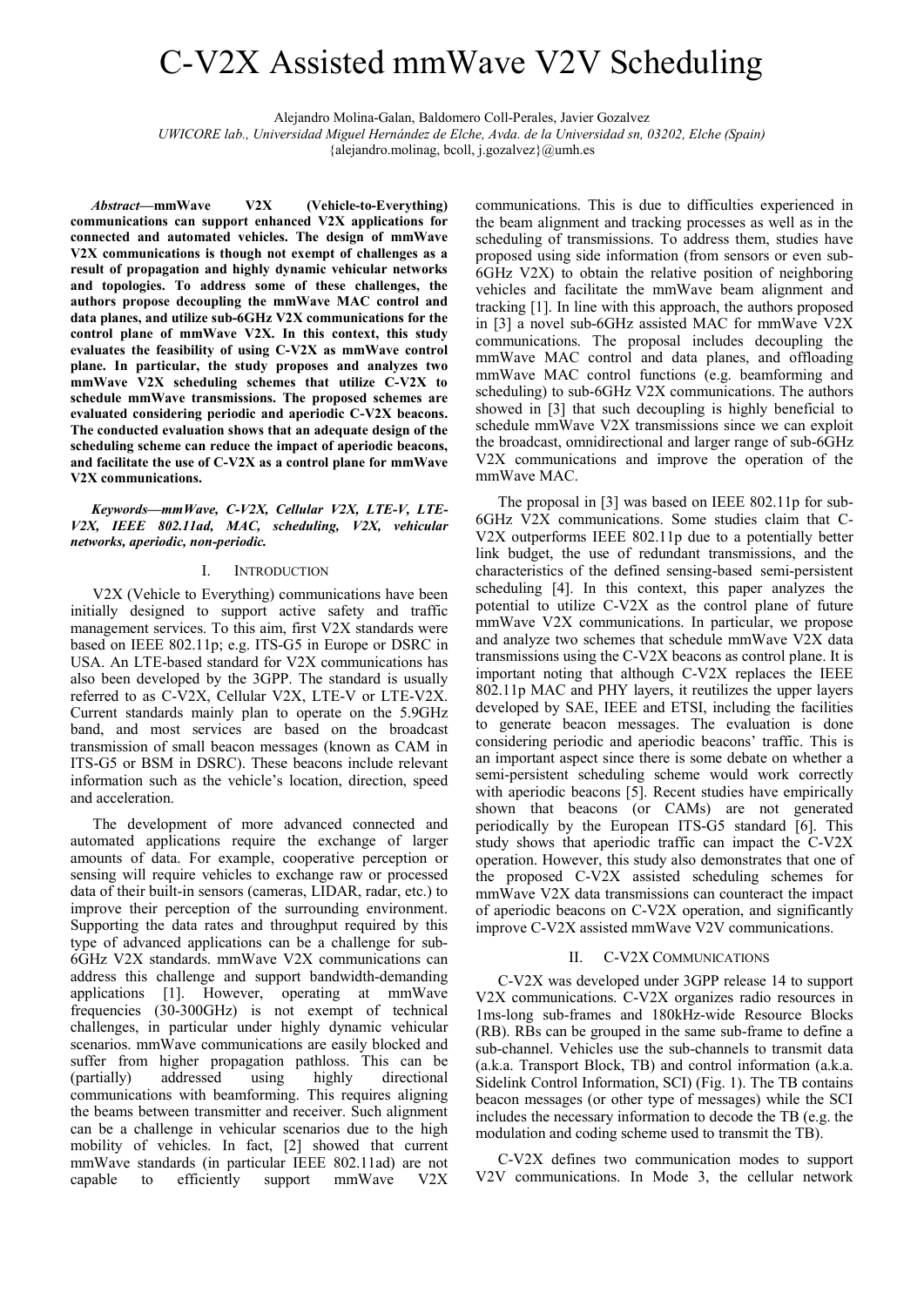# C-V2X Assisted mmWave V2V Scheduling

Alejandro Molina-Galan, Baldomero Coll-Perales, Javier Gozalvez

*UWICORE lab., Universidad Miguel Hernández de Elche, Avda. de la Universidad sn, 03202, Elche (Spain)*

{alejandro.molinag, bcoll, j.gozalvez}@umh.es

***Abstract*—mmWave V2X (Vehicle-to-Everything) communications can support enhanced V2X applications for connected and automated vehicles. The design of mmWave V2X communications is though not exempt of challenges as a result of propagation and highly dynamic vehicular networks and topologies. To address some of these challenges, the authors propose decoupling the mmWave MAC control and data planes, and utilize sub-6GHz V2X communications for the control plane of mmWave V2X. In this context, this study evaluates the feasibility of using C-V2X as mmWave control plane. In particular, the study proposes and analyzes two mmWave V2X scheduling schemes that utilize C-V2X to schedule mmWave transmissions. The proposed schemes are evaluated considering periodic and aperiodic C-V2X beacons. The conducted evaluation shows that an adequate design of the scheduling scheme can reduce the impact of aperiodic beacons, and facilitate the use of C-V2X as a control plane for mmWave V2X communications.**

***Keywords*—mmWave, C-V2X, Cellular V2X, LTE-V, LTE-V2X, IEEE 802.11ad, MAC, scheduling, V2X, vehicular networks, aperiodic, non-periodic.**

## I. Introduction

V2X (Vehicle to Everything) communications have been initially designed to support active safety and traffic management services. To this aim, first V2X standards were based on IEEE 802.11p; e.g. ITS-G5 in Europe or DSRC in USA. An LTE-based standard for V2X communications has also been developed by the 3GPP. The standard is usually referred to as C-V2X, Cellular V2X, LTE-V or LTE-V2X. Current standards mainly plan to operate on the 5.9GHz band, and most services are based on the broadcast transmission of small beacon messages (known as CAM in ITS-G5 or BSM in DSRC). These beacons include relevant information such as the vehicle's location, direction, speed and acceleration.

The development of more advanced connected and automated applications require the exchange of larger amounts of data. For example, cooperative perception or sensing will require vehicles to exchange raw or processed data of their built-in sensors (cameras, LIDAR, radar, etc.) to improve their perception of the surrounding environment. Supporting the data rates and throughput required by this type of advanced applications can be a challenge for sub-6GHz V2X standards. mmWave V2X communications can address this challenge and support bandwidth-demanding applications [1]. However, operating at mmWave frequencies (30-300GHz) is not exempt of technical challenges, in particular under highly dynamic vehicular scenarios. mmWave communications are easily blocked and suffer from higher propagation pathloss. This can be (partially) addressed using highly directional communications with beamforming. This requires aligning the beams between transmitter and receiver. Such alignment can be a challenge in vehicular scenarios due to the high mobility of vehicles. In fact, [2] showed that current mmWave standards (in particular IEEE 802.11ad) are not capable to efficiently support mmWave V2X communications. This is due to difficulties experienced in the beam alignment and tracking processes as well as in the scheduling of transmissions. To address them, studies have proposed using side information (from sensors or even sub-6GHz V2X) to obtain the relative position of neighboring vehicles and facilitate the mmWave beam alignment and tracking [1]. In line with this approach, the authors proposed in [3] a novel sub-6GHz assisted MAC for mmWave V2X communications. The proposal includes decoupling the mmWave MAC control and data planes, and offloading mmWave MAC control functions (e.g. beamforming and scheduling) to sub-6GHz V2X communications. The authors showed in [3] that such decoupling is highly beneficial to schedule mmWave V2X transmissions since we can exploit the broadcast, omnidirectional and larger range of sub-6GHz V2X communications and improve the operation of the mmWave MAC.

The proposal in [3] was based on IEEE 802.11p for sub-6GHz V2X communications. Some studies claim that C-V2X outperforms IEEE 802.11p due to a potentially better link budget, the use of redundant transmissions, and the characteristics of the defined sensing-based semi-persistent scheduling [4]. In this context, this paper analyzes the potential to utilize C-V2X as the control plane of future mmWave V2X communications. In particular, we propose and analyze two schemes that schedule mmWave V2X data transmissions using the C-V2X beacons as control plane. It is important noting that although C-V2X replaces the IEEE 802.11p MAC and PHY layers, it reutilizes the upper layers developed by SAE, IEEE and ETSI, including the facilities to generate beacon messages. The evaluation is done considering periodic and aperiodic beacons' traffic. This is an important aspect since there is some debate on whether a semi-persistent scheduling scheme would work correctly with aperiodic beacons [5]. Recent studies have empirically shown that beacons (or CAMs) are not generated periodically by the European ITS-G5 standard [6]. This study shows that aperiodic traffic can impact the C-V2X operation. However, this study also demonstrates that one of the proposed C-V2X assisted scheduling schemes for mmWave V2X data transmissions can counteract the impact of aperiodic beacons on C-V2X operation, and significantly improve C-V2X assisted mmWave V2V communications.

## II. C-V2X Communications

C-V2X was developed under 3GPP release 14 to support V2X communications. C-V2X organizes radio resources in 1ms-long sub-frames and 180kHz-wide Resource Blocks (RB). RBs can be grouped in the same sub-frame to define a sub-channel. Vehicles use the sub-channels to transmit data (a.k.a. Transport Block, TB) and control information (a.k.a. Sidelink Control Information, SCI) (Fig. 1). The TB contains beacon messages (or other type of messages) while the SCI includes the necessary information to decode the TB (e.g. the modulation and coding scheme used to transmit the TB).

C-V2X defines two communication modes to support V2V communications. In Mode 3, the cellular network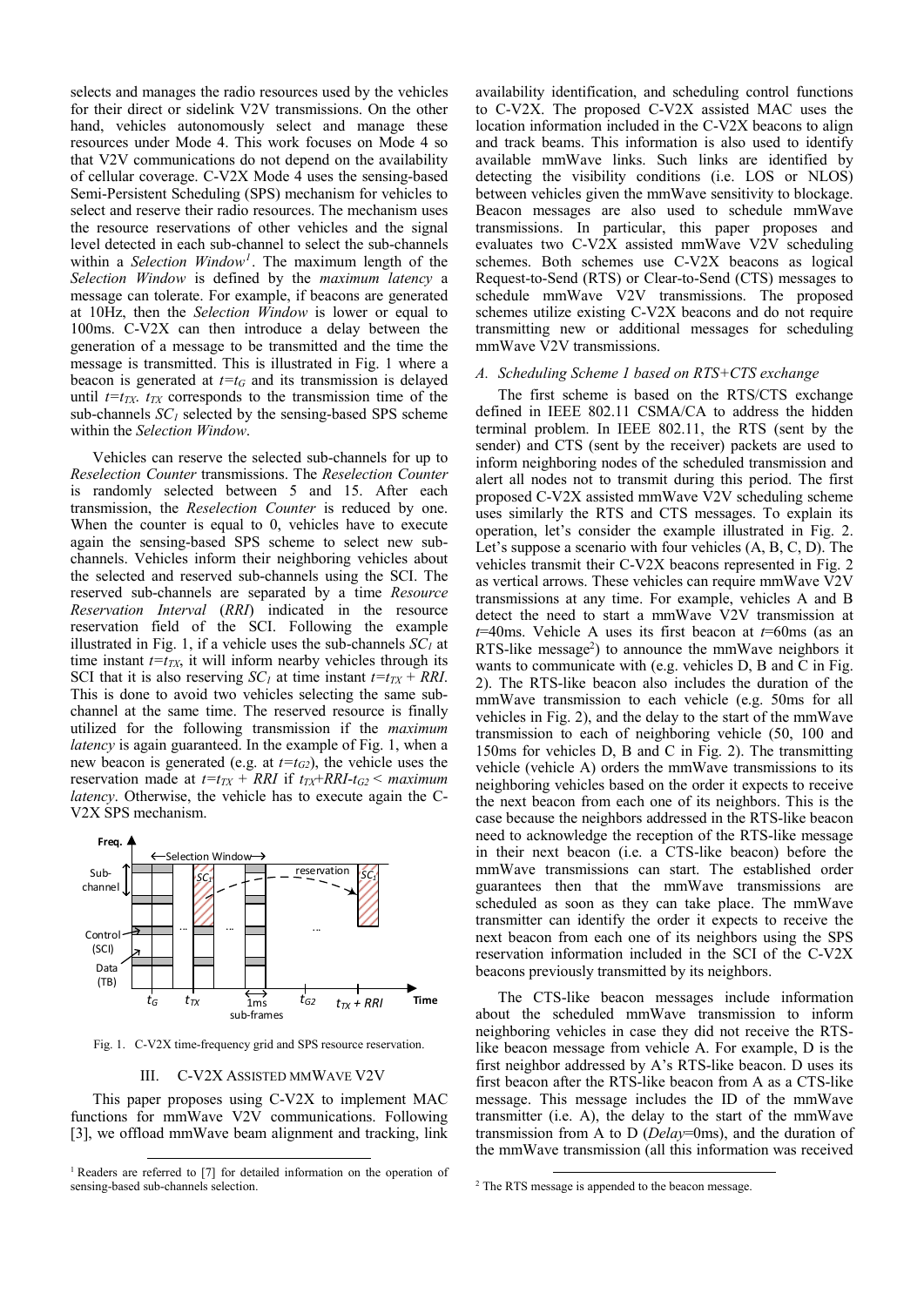selects and manages the radio resources used by the vehicles for their direct or sidelink V2V transmissions. On the other hand, vehicles autonomously select and manage these resources under Mode 4. This work focuses on Mode 4 so that V2V communications do not depend on the availability of cellular coverage. C-V2X Mode 4 uses the sensing-based Semi-Persistent Scheduling (SPS) mechanism for vehicles to select and reserve their radio resources. The mechanism uses the resource reservations of other vehicles and the signal level detected in each sub-channel to select the sub-channels within a *Selection Window*[1]. The maximum length of the *Selection Window* is defined by the *maximum latency* a message can tolerate. For example, if beacons are generated at 10Hz, then the *Selection Window* is lower or equal to 100ms. C-V2X can then introduce a delay between the generation of a message to be transmitted and the time the message is transmitted. This is illustrated in Fig. 1 where a beacon is generated at $t=t_G$ and its transmission is delayed until $t=t_{TX}$. $t_{TX}$ corresponds to the transmission time of the sub-channels $SC_1$ selected by the sensing-based SPS scheme within the *Selection Window*.

Vehicles can reserve the selected sub-channels for up to *Reselection Counter* transmissions. The *Reselection Counter* is randomly selected between 5 and 15. After each transmission, the *Reselection Counter* is reduced by one. When the counter is equal to 0, vehicles have to execute again the sensing-based SPS scheme to select new sub-channels. Vehicles inform their neighboring vehicles about the selected and reserved sub-channels using the SCI. The reserved sub-channels are separated by a time *Resource Reservation Interval* (*RRI*) indicated in the resource reservation field of the SCI. Following the example illustrated in Fig. 1, if a vehicle uses the sub-channels $SC_1$ at time instant $t=t_{TX}$, it will inform nearby vehicles through its SCI that it is also reserving $SC_1$ at time instant $t=t_{TX} + RRI$. This is done to avoid two vehicles selecting the same sub-channel at the same time. The reserved resource is finally utilized for the following transmission if the *maximum latency* is again guaranteed. In the example of Fig. 1, when a new beacon is generated (e.g. at $t=t_{G2}$), the vehicle uses the reservation made at $t=t_{TX} + RRI$ if $t_{TX}+RRI-t_{G2} <$ *maximum latency*. Otherwise, the vehicle has to execute again the C-V2X SPS mechanism.

Fig. 1. C-V2X time-frequency grid and SPS resource reservation.

## III. C-V2X Assisted mmWave V2V

This paper proposes using C-V2X to implement MAC functions for mmWave V2V communications. Following [3], we offload mmWave beam alignment and tracking, link availability identification, and scheduling control functions to C-V2X. The proposed C-V2X assisted MAC uses the location information included in the C-V2X beacons to align and track beams. This information is also used to identify available mmWave links. Such links are identified by detecting the visibility conditions (i.e. LOS or NLOS) between vehicles given the mmWave sensitivity to blockage. Beacon messages are also used to schedule mmWave transmissions. In particular, this paper proposes and evaluates two C-V2X assisted mmWave V2V scheduling schemes. Both schemes use C-V2X beacons as logical Request-to-Send (RTS) or Clear-to-Send (CTS) messages to schedule mmWave V2V transmissions. The proposed schemes utilize existing C-V2X beacons and do not require transmitting new or additional messages for scheduling mmWave V2V transmissions.

### *A. Scheduling Scheme 1 based on RTS+CTS exchange*

The first scheme is based on the RTS/CTS exchange defined in IEEE 802.11 CSMA/CA to address the hidden terminal problem. In IEEE 802.11, the RTS (sent by the sender) and CTS (sent by the receiver) packets are used to inform neighboring nodes of the scheduled transmission and alert all nodes not to transmit during this period. The first proposed C-V2X assisted mmWave V2V scheduling scheme uses similarly the RTS and CTS messages. To explain its operation, let's consider the example illustrated in Fig. 2. Let's suppose a scenario with four vehicles (A, B, C, D). The vehicles transmit their C-V2X beacons represented in Fig. 2 as vertical arrows. These vehicles can require mmWave V2V transmissions at any time. For example, vehicles A and B detect the need to start a mmWave V2V transmission at $t$=40ms. Vehicle A uses its first beacon at $t$=60ms (as an RTS-like message[2]) to announce the mmWave neighbors it wants to communicate with (e.g. vehicles D, B and C in Fig. 2). The RTS-like beacon also includes the duration of the mmWave transmission to each vehicle (e.g. 50ms for all vehicles in Fig. 2), and the delay to the start of the mmWave transmission to each of neighboring vehicle (50, 100 and 150ms for vehicles D, B and C in Fig. 2). The transmitting vehicle (vehicle A) orders the mmWave transmissions to its neighboring vehicles based on the order it expects to receive the next beacon from each one of its neighbors. This is the case because the neighbors addressed in the RTS-like beacon need to acknowledge the reception of the RTS-like message in their next beacon (i.e. a CTS-like beacon) before the mmWave transmissions can start. The established order guarantees then that mmWave transmissions are scheduled as soon as they can take place. The mmWave transmitter can identify the order it expects to receive the next beacon from each one of its neighbors using the SPS reservation information included in the SCI of the C-V2X beacons previously transmitted by its neighbors.

The CTS-like beacon messages include information about the scheduled mmWave transmission to inform neighboring vehicles in case they did not receive the RTS-like beacon message from vehicle A. For example, D is the first neighbor addressed by A's RTS-like beacon. D uses its first beacon after the RTS-like beacon from A as a CTS-like message. This message includes the ID of the mmWave transmitter (i.e. A), the delay to the start of the mmWave transmission from A to D (*Delay*=0ms), and the duration of the mmWave transmission (all this information was received

[1] Readers are referred to [7] for detailed information on the operation of sensing-based sub-channels selection.

[2] The RTS message is appended to the beacon message.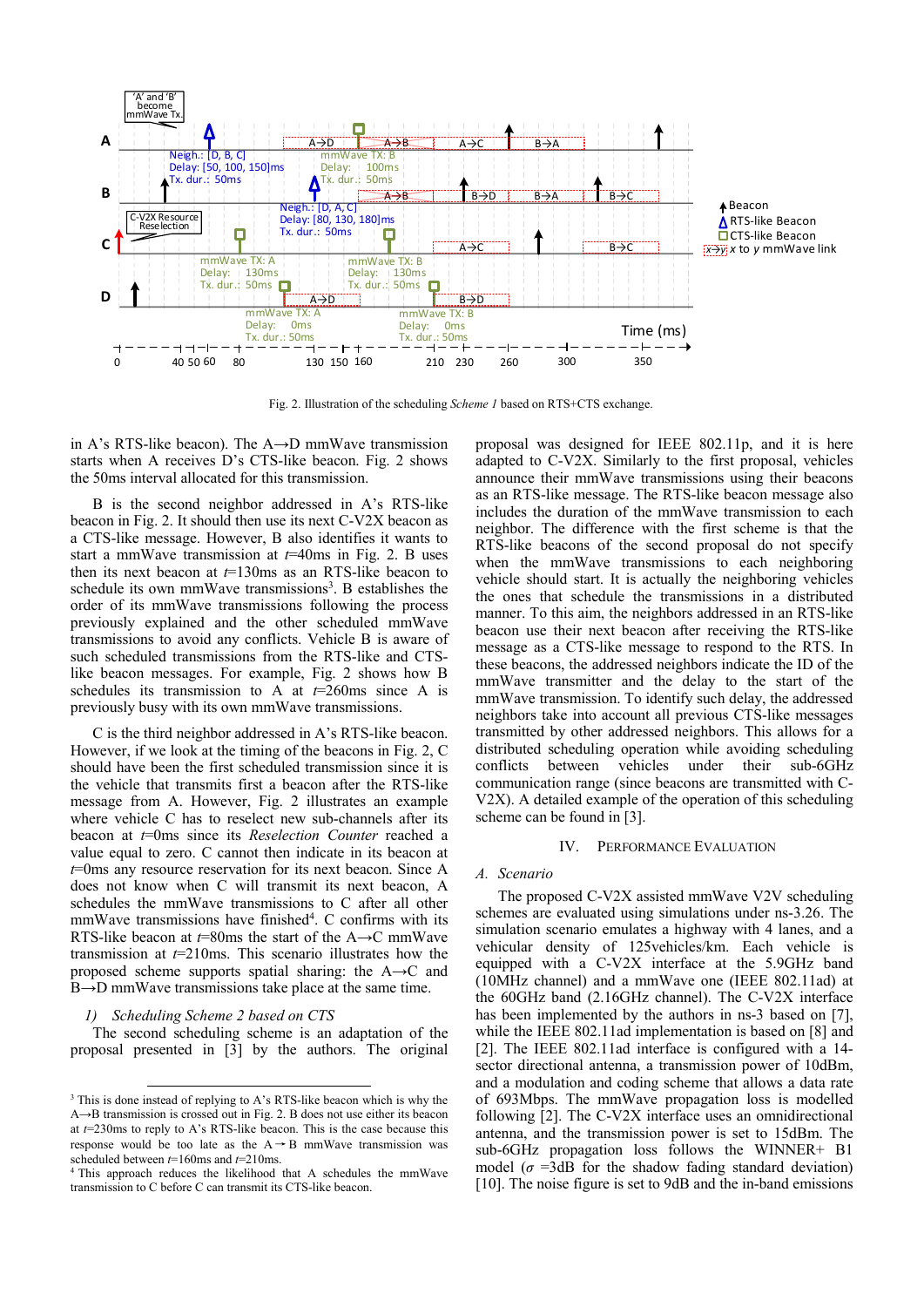Fig. 2. Illustration of the scheduling *Scheme 1* based on RTS+CTS exchange.

in A's RTS-like beacon). The A→D mmWave transmission starts when A receives D's CTS-like beacon. Fig. 2 shows the 50ms interval allocated for this transmission.

B is the second neighbor addressed in A's RTS-like beacon in Fig. 2. It should then use its next C-V2X beacon as a CTS-like message. However, B also identifies it wants to start a mmWave transmission at *t*=40ms in Fig. 2. B uses then its next beacon at *t*=130ms as an RTS-like beacon to schedule its own mmWave transmissions[3]. B establishes the order of its mmWave transmissions following the process previously explained and the other scheduled mmWave transmissions to avoid any conflicts. Vehicle B is aware of such scheduled transmissions from the RTS-like and CTS-like beacon messages. For example, Fig. 2 shows how B schedules its transmission to A at *t*=260ms since A is previously busy with its own mmWave transmissions.

C is the third neighbor addressed in A's RTS-like beacon. However, if we look at the timing of the beacons in Fig. 2, C should have been the first scheduled transmission since it is the vehicle that transmits first a beacon after the RTS-like message from A. However, Fig. 2 illustrates an example where vehicle C has to reselect new sub-channels after its beacon at *t*=0ms since its *Reselection Counter* reached a value equal to zero. C cannot then indicate in its beacon at *t*=0ms any resource reservation for its next beacon. Since A does not know when C will transmit its next beacon, A schedules the mmWave transmissions to C after all other mmWave transmissions have finished[4]. C confirms with its RTS-like beacon at *t*=80ms the start of the A→C mmWave transmission at *t*=210ms. This scenario illustrates how the proposed scheme supports spatial sharing: the A→C and B→D mmWave transmissions take place at the same time.

### 1) *Scheduling Scheme 2 based on CTS*

The second scheduling scheme is an adaptation of the proposal presented in [3] by the authors. The original proposal was designed for IEEE 802.11p, and it is here adapted to C-V2X. Similarly to the first proposal, vehicles announce their mmWave transmissions using their beacons as an RTS-like message. The RTS-like beacon message also includes the duration of the mmWave transmission to each neighbor. The difference with the first scheme is that the RTS-like beacons of the second proposal do not specify when the mmWave transmissions to each neighboring vehicle should start. It is actually the neighboring vehicles the ones that schedule the transmissions in a distributed manner. To this aim, the neighbors addressed in an RTS-like beacon use their next beacon after receiving the RTS-like message as a CTS-like message to respond to the RTS. In these beacons, the addressed neighbors indicate the ID of the mmWave transmitter and the delay to the start of the mmWave transmission. To identify such delay, the addressed neighbors take into account all previous CTS-like messages transmitted by other addressed neighbors. This allows for a distributed scheduling operation while avoiding scheduling conflicts between vehicles under their sub-6GHz communication range (since beacons are transmitted with C-V2X). A detailed example of the operation of this scheduling scheme can be found in [3].

## IV. Performance Evaluation

### *A. Scenario*

The proposed C-V2X assisted mmWave V2V scheduling schemes are evaluated using simulations under ns-3.26. The simulation scenario emulates a highway with 4 lanes, and a vehicular density of 125vehicles/km. Each vehicle is equipped with a C-V2X interface at the 5.9GHz band (10MHz channel) and a mmWave one (IEEE 802.11ad) at the 60GHz band (2.16GHz channel). The C-V2X interface has been implemented by the authors in ns-3 based on [7], while the IEEE 802.11ad implementation is based on [8] and [2]. The IEEE 802.11ad interface is configured with a 14-sector directional antenna, a transmission power of 10dBm, and a modulation and coding scheme that allows a data rate of 693Mbps. The mmWave propagation loss is modelled following [2]. The C-V2X interface uses an omnidirectional antenna, and the transmission power is set to 15dBm. The sub-6GHz propagation loss follows the WINNER+ B1 model ($\sigma$ =3dB for the shadow fading standard deviation) [10]. The noise figure is set to 9dB and the in-band emissions

---

[3] This is done instead of replying to A's RTS-like beacon which is why the A→B transmission is crossed out in Fig. 2. B does not use either its beacon at *t*=230ms to reply to A's RTS-like beacon. This is the case because this response would be too late as the A→B mmWave transmission was scheduled between *t*=160ms and *t*=210ms.

[4] This approach reduces the likelihood that A schedules the mmWave transmission to C before C can transmit its CTS-like beacon.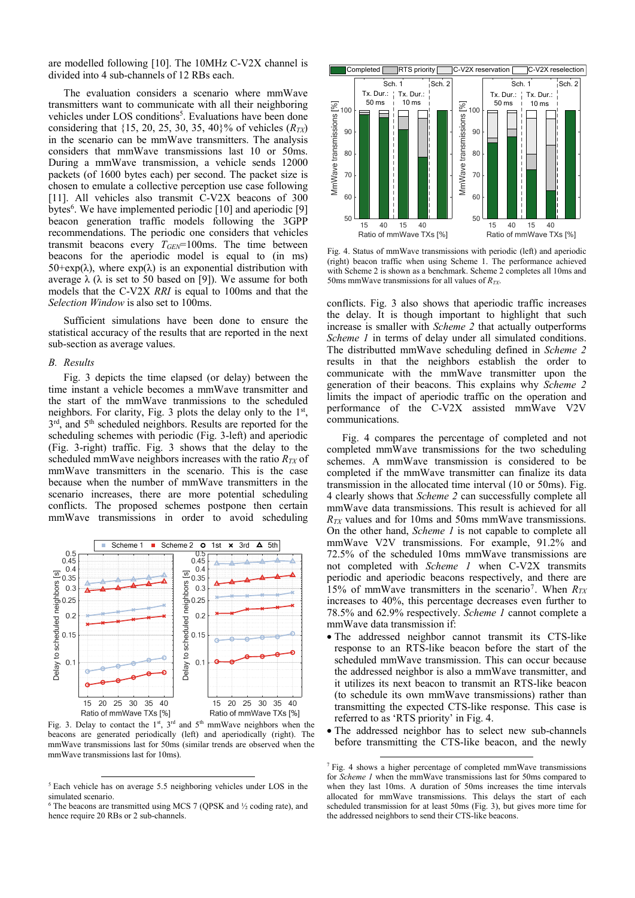are modelled following [10]. The 10MHz C-V2X channel is divided into 4 sub-channels of 12 RBs each.

The evaluation considers a scenario where mmWave transmitters want to communicate with all their neighboring vehicles under LOS conditions[5]. Evaluations have been done considering that {15, 20, 25, 30, 35, 40}% of vehicles ($R_{TX}$) in the scenario can be mmWave transmitters. The analysis considers that mmWave transmissions last 10 or 50ms. During a mmWave transmission, a vehicle sends 12000 packets (of 1600 bytes each) per second. The packet size is chosen to emulate a collective perception use case following [11]. All vehicles also transmit C-V2X beacons of 300 bytes[6]. We have implemented periodic [10] and aperiodic [9] beacon generation traffic models following the 3GPP recommendations. The periodic one considers that vehicles transmit beacons every $T_{GEN}$=100ms. The time between beacons for the aperiodic model is equal to (in ms) 50+exp(λ), where exp(λ) is an exponential distribution with average λ (λ is set to 50 based on [9]). We assume for both models that the C-V2X *RRI* is equal to 100ms and that the *Selection Window* is also set to 100ms.

Sufficient simulations have been done to ensure the statistical accuracy of the results that are reported in the next sub-section as average values.

## B. Results

Fig. 3 depicts the time elapsed (or delay) between the time instant a vehicle becomes a mmWave transmitter and the start of the mmWave transmissions to the scheduled neighbors. For clarity, Fig. 3 plots the delay only to the 1st, 3rd, and 5th scheduled neighbors. Results are reported for the scheduling schemes with periodic (Fig. 3-left) and aperiodic (Fig. 3-right) traffic. Fig. 3 shows that the delay to the scheduled mmWave neighbors increases with the ratio $R_{TX}$ of mmWave transmitters in the scenario. This is the case because when the number of mmWave transmitters in the scenario increases, there are more potential scheduling conflicts. The proposed schemes postpone then certain mmWave transmissions in order to avoid scheduling conflicts. Fig. 3 also shows that aperiodic traffic increases the delay. It is though important to highlight that such increase is smaller with *Scheme 2* that actually outperforms *Scheme 1* in terms of delay under all simulated conditions. The distributed mmWave scheduling defined in *Scheme 2* results in that the neighbors establish the order to communicate with the mmWave transmitter upon the generation of their beacons. This explains why *Scheme 2* limits the impact of aperiodic traffic on the operation and performance of the C-V2X assisted mmWave V2V communications.

Fig. 3. Delay to contact the 1st, 3rd and 5th mmWave neighbors when the beacons are generated periodically (left) and aperiodically (right). The mmWave transmissions last for 50ms (similar trends are observed when the mmWave transmissions last for 10ms).

Fig. 4 compares the percentage of completed and not completed mmWave transmissions for the two scheduling schemes. A mmWave transmission is considered to be completed if the mmWave transmitter can finalize its data transmission in the allocated time interval (10 or 50ms). Fig. 4 clearly shows that *Scheme 2* can successfully complete all mmWave data transmissions. This result is achieved for all $R_{TX}$ values and for 10ms and 50ms mmWave transmissions. On the other hand, *Scheme 1* is not capable to complete all mmWave V2V transmissions. For example, 91.2% and 72.5% of the scheduled 10ms mmWave transmissions are not completed with *Scheme 1* when C-V2X transmits periodic and aperiodic beacons respectively, and there are 15% of mmWave transmitters in the scenario[7]. When $R_{TX}$ increases to 40%, this percentage decreases even further to 78.5% and 62.9% respectively. *Scheme 1* cannot complete a mmWave data transmission if:

- The addressed neighbor cannot transmit its CTS-like response to an RTS-like beacon before the start of the scheduled mmWave transmission. This can occur because the addressed neighbor is also a mmWave transmitter, and it utilizes its next beacon to transmit an RTS-like beacon (to schedule its own mmWave transmissions) rather than transmitting the expected CTS-like response. This case is referred to as 'RTS priority' in Fig. 4.
- The addressed neighbor has to select new sub-channels before transmitting the CTS-like beacon, and the newly

Fig. 4. Status of mmWave transmissions with periodic (left) and aperiodic (right) beacon traffic when using Scheme 1. The performance achieved with Scheme 2 is shown as a benchmark. Scheme 2 completes all 10ms and 50ms mmWave transmissions for all values of $R_{TX}$.

[5] Each vehicle has on average 5.5 neighboring vehicles under LOS in the simulated scenario.

[6] The beacons are transmitted using MCS 7 (QPSK and ½ coding rate), and hence require 20 RBs or 2 sub-channels.

[7] Fig. 4 shows a higher percentage of completed mmWave transmissions for *Scheme 1* when the mmWave transmissions last for 50ms compared to when they last 10ms. A duration of 50ms increases the time intervals allocated for mmWave transmissions. This delays the start of each scheduled transmission for at least 50ms (Fig. 3), but gives more time for the addressed neighbors to send their CTS-like beacons.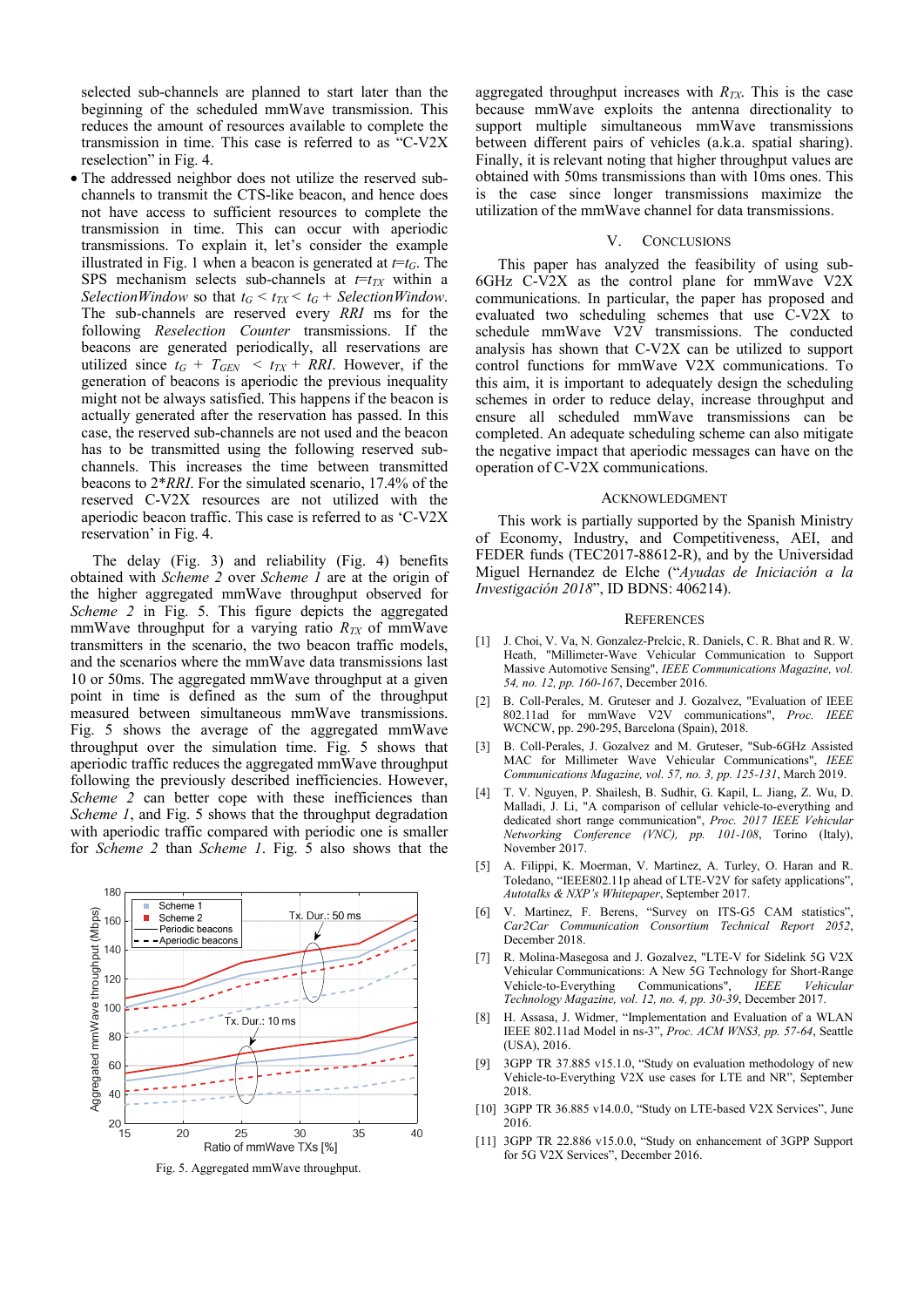selected sub-channels are planned to start later than the beginning of the scheduled mmWave transmission. This reduces the amount of resources available to complete the transmission in time. This case is referred to as "C-V2X reselection" in Fig. 4.

- The addressed neighbor does not utilize the reserved sub-channels to transmit the CTS-like beacon, and hence does not have access to sufficient resources to complete the transmission in time. This can occur with aperiodic transmissions. To explain it, let's consider the example illustrated in Fig. 1 when a beacon is generated at $t$=$t_G$. The SPS mechanism selects sub-channels at $t$=$t_{TX}$ within a *SelectionWindow* so that $t_G < t_{TX} < t_G + SelectionWindow$. The sub-channels are reserved every *RRI* ms for the following *Reselection Counter* transmissions. If the beacons are generated periodically, all reservations are utilized since $t_G + T_{GEN} < t_{TX} + RRI$. However, if the generation of beacons is aperiodic the previous inequality might not be always satisfied. This happens if the beacon is actually generated after the reservation has passed. In this case, the reserved sub-channels are not used and the beacon has to be transmitted using the following reserved sub-channels. This increases the time between transmitted beacons to 2*RRI*. For the simulated scenario, 17.4% of the reserved C-V2X resources are not utilized with the aperiodic beacon traffic. This case is referred to as 'C-V2X reservation' in Fig. 4.

The delay (Fig. 3) and reliability (Fig. 4) benefits obtained with *Scheme 2* over *Scheme 1* are at the origin of the higher aggregated mmWave throughput observed for *Scheme 2* in Fig. 5. This figure depicts the aggregated mmWave throughput for a varying ratio $R_{TX}$ of mmWave transmitters in the scenario, the two beacon traffic models, and the scenarios where the mmWave data transmissions last 10 or 50ms. The aggregated mmWave throughput at a given point in time is defined as the sum of the throughput measured between simultaneous mmWave transmissions. Fig. 5 shows the average of the aggregated mmWave throughput over the simulation time. Fig. 5 shows that aperiodic traffic reduces the aggregated mmWave throughput following the previously described inefficiencies. However, *Scheme 2* can better cope with these inefficiencies than *Scheme 1*, and Fig. 5 shows that the throughput degradation with aperiodic traffic compared with periodic one is smaller for *Scheme 2* than *Scheme 1*. Fig. 5 also shows that the aggregated throughput increases with $R_{TX}$. This is the case because mmWave exploits the antenna directionality to support multiple simultaneous mmWave transmissions between different pairs of vehicles (a.k.a. spatial sharing). Finally, it is relevant noting that higher throughput values are obtained with 50ms transmissions than with 10ms ones. This is the case since longer transmissions maximize the utilization of the mmWave channel for data transmissions.

Scheme 1
Scheme 2
Periodic beacons
Aperiodic beacons
Tx. Dur.: 50 ms
Tx. Dur.: 10 ms
Aggregated mmWave throughput (Mbps)
180
160
140
120
100
80
60
40
20
15
20
25
30
35
40
Ratio of mmWave TXs [%]

Fig. 5. Aggregated mmWave throughput.

## V. Conclusions

This paper has analyzed the feasibility of using sub-6GHz C-V2X as the control plane for mmWave V2X communications. In particular, the paper has proposed and evaluated two scheduling schemes that use C-V2X to schedule mmWave V2V transmissions. The conducted analysis has shown that C-V2X can be utilized to support control functions for mmWave V2X communications. To this aim, it is important to adequately design the scheduling schemes in order to reduce delay, increase throughput and ensure all scheduled mmWave transmissions can be completed. An adequate scheduling scheme can also mitigate the negative impact that aperiodic messages can have on the operation of C-V2X communications.

## Acknowledgment

This work is partially supported by the Spanish Ministry of Economy, Industry, and Competitiveness, AEI, and FEDER funds (TEC2017-88612-R), and by the Universidad Miguel Hernandez de Elche ("*Ayudas de Iniciación a la Investigación 2018*", ID BDNS: 406214).

## References

[1] J. Choi, V. Va, N. Gonzalez-Prelcic, R. Daniels, C. R. Bhat and R. W. Heath, "Millimeter-Wave Vehicular Communication to Support Massive Automotive Sensing", *IEEE Communications Magazine, vol. 54, no. 12, pp. 160-167*, December 2016.

[2] B. Coll-Perales, M. Gruteser and J. Gozalvez, "Evaluation of IEEE 802.11ad for mmWave V2V communications", *Proc. IEEE* WCNCW, pp. 290-295, Barcelona (Spain), 2018.

[3] B. Coll-Perales, J. Gozalvez and M. Gruteser, "Sub-6GHz Assisted MAC for Millimeter Wave Vehicular Communications", *IEEE Communications Magazine, vol. 57, no. 3, pp. 125-131*, March 2019.

[4] T. V. Nguyen, P. Shailesh, B. Sudhir, G. Kapil, L. Jiang, Z. Wu, D. Malladi, J. Li, "A comparison of cellular vehicle-to-everything and dedicated short range communication", *Proc. 2017 IEEE Vehicular Networking Conference (VNC), pp. 101-108*, Torino (Italy), November 2017.

[5] A. Filippi, K. Moerman, V. Martinez, A. Turley, O. Haran and R. Toledano, "IEEE802.11p ahead of LTE-V2V for safety applications", *Autotalks & NXP's Whitepaper*, September 2017.

[6] V. Martinez, F. Berens, "Survey on ITS-G5 CAM statistics", *Car2Car Communication Consortium Technical Report 2052*, December 2018.

[7] R. Molina-Masegosa and J. Gozalvez, "LTE-V for Sidelink 5G V2X Vehicular Communications: A New 5G Technology for Short-Range Vehicle-to-Everything Communications", *IEEE Vehicular Technology Magazine, vol. 12, no. 4, pp. 30-39*, December 2017.

[8] H. Assasa, J. Widmer, "Implementation and Evaluation of a WLAN IEEE 802.11ad Model in ns-3", *Proc. ACM WNS3, pp. 57-64*, Seattle (USA), 2016.

[9] 3GPP TR 37.885 v15.1.0, "Study on evaluation methodology of new Vehicle-to-Everything V2X use cases for LTE and NR", September 2018.

[10] 3GPP TR 36.885 v14.0.0, "Study on LTE-based V2X Services", June 2016.

[11] 3GPP TR 22.886 v15.0.0, "Study on enhancement of 3GPP Support for 5G V2X Services", December 2016.